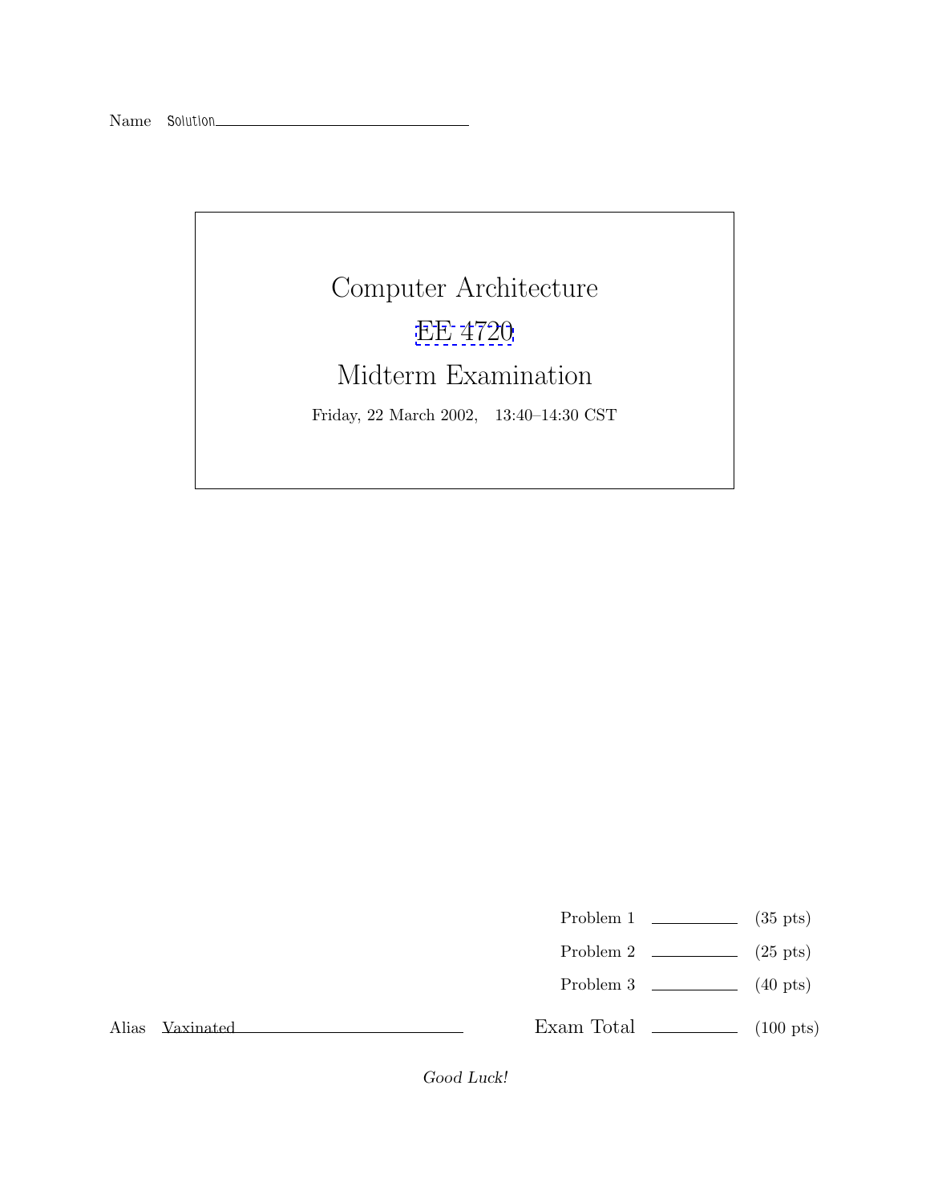Name Solution

# Computer Architecture

# EE 4720

# Midterm Examination

Friday, 22 March 2002, 13:40–14:30 CST

| | | |
|---|---|---|
| Problem 1 | ______ | (35 pts) |
| Problem 2 | ______ | (25 pts) |
| Problem 3 | ______ | (40 pts) |
| Exam Total | ______ | (100 pts) |

Alias Vaxinated

*Good Luck!*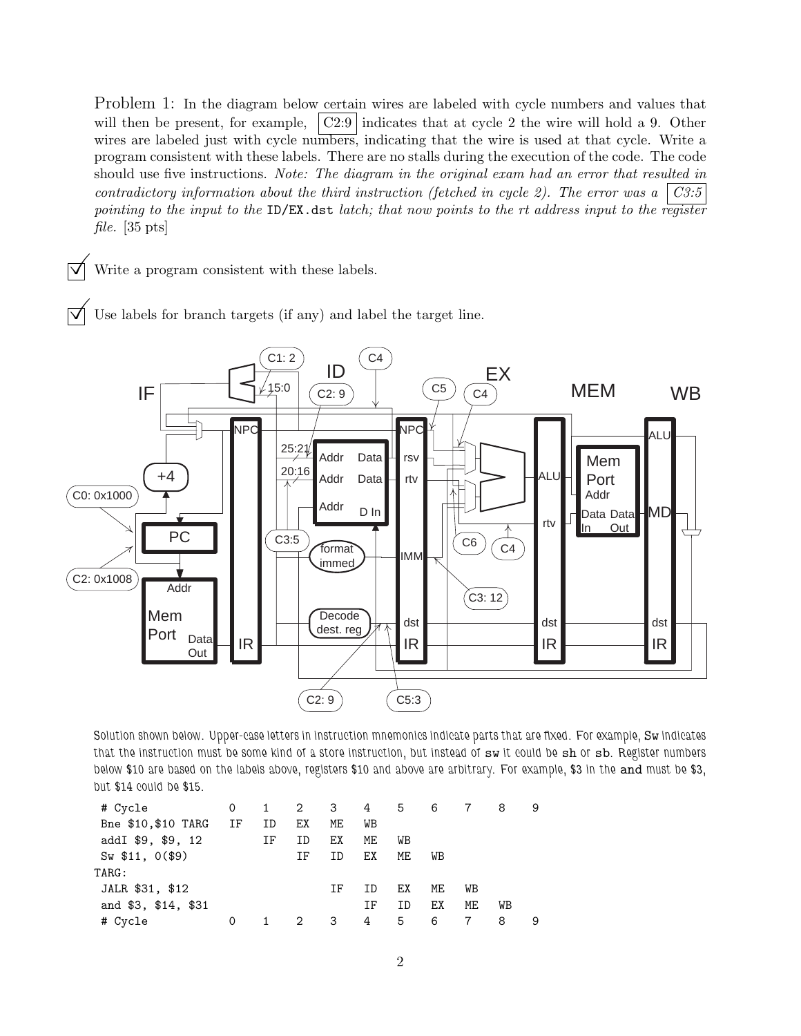Problem 1: In the diagram below certain wires are labeled with cycle numbers and values that will then be present, for example, C2:9 indicates that at cycle 2 the wire will hold a 9. Other wires are labeled just with cycle numbers, indicating that the wire is used at that cycle. Write a program consistent with these labels. There are no stalls during the execution of the code. The code should use five instructions. *Note: The diagram in the original exam had an error that resulted in contradictory information about the third instruction (fetched in cycle 2). The error was a C3:5 pointing to the input to the* `ID/EX.dst` *latch; that now points to the rt address input to the register file.* [35 pts]

☑ Write a program consistent with these labels.

☑ Use labels for branch targets (if any) and label the target line.

Solution shown below. Upper-case letters in instruction mnemonics indicate parts that are fixed. For example, `Sw` indicates that the instruction must be some kind of a store instruction, but instead of `sw` it could be `sh` or `sb`. Register numbers below $10 are based on the labels above, registers $10 and above are arbitrary. For example, $3 in the `and` must be $3, but $14 could be $15.

```
# Cycle             0    1    2    3    4    5    6    7    8    9
 Bne $10,$10 TARG   IF   ID   EX   ME   WB
 addI $9, $9, 12         IF   ID   EX   ME   WB
 Sw $11, 0($9)                IF   ID   EX   ME   WB
TARG:
 JALR $31, $12                     IF   ID   EX   ME   WB
 and $3, $14, $31                       IF   ID   EX   ME   WB
# Cycle             0    1    2    3    4    5    6    7    8    9
```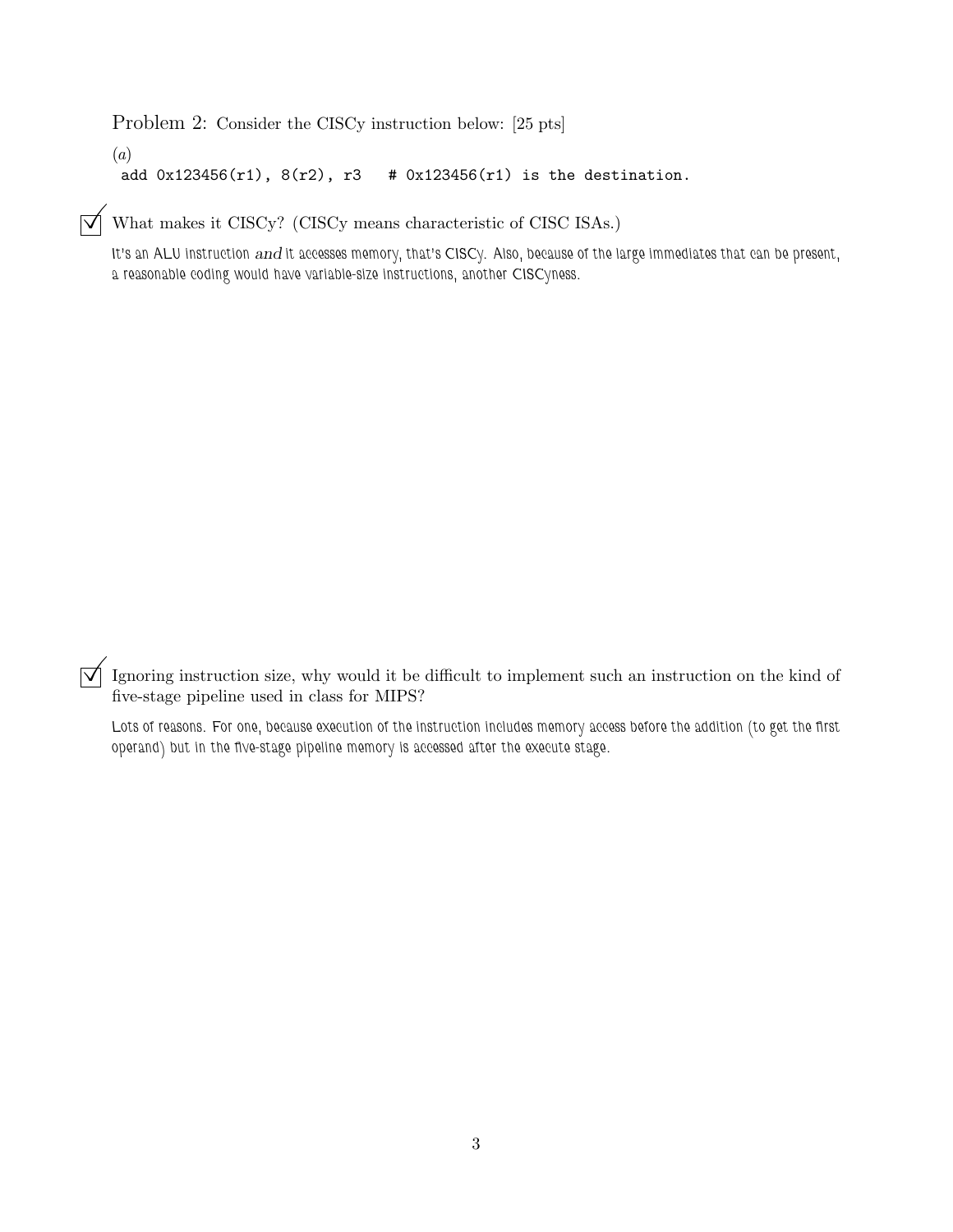Problem 2: Consider the CISCy instruction below: [25 pts]

(*a*)

```
add 0x123456(r1), 8(r2), r3   # 0x123456(r1) is the destination.
```

☑ What makes it CISCy? (CISCy means characteristic of CISC ISAs.)

It's an ALU instruction *and* it accesses memory, that's CISCy. Also, because of the large immediates that can be present, a reasonable coding would have variable-size instructions, another CISCyness.

☑ Ignoring instruction size, why would it be difficult to implement such an instruction on the kind of five-stage pipeline used in class for MIPS?

Lots of reasons. For one, because execution of the instruction includes memory access before the addition (to get the first operand) but in the five-stage pipeline memory is accessed after the execute stage.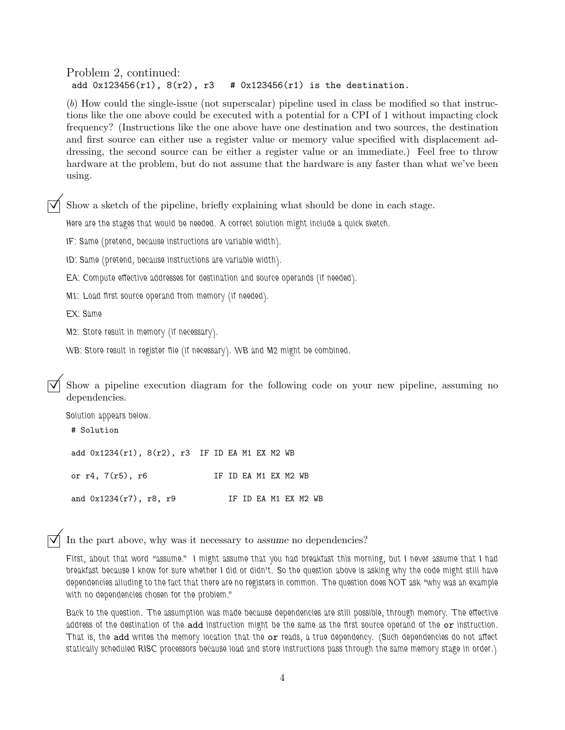Problem 2, continued:

```
add 0x123456(r1), 8(r2), r3   # 0x123456(r1) is the destination.
```

(*b*) How could the single-issue (not superscalar) pipeline used in class be modified so that instructions like the one above could be executed with a potential for a CPI of 1 without impacting clock frequency? (Instructions like the one above have one destination and two sources, the destination and first source can either use a register value or memory value specified with displacement addressing, the second source can be either a register value or an immediate.) Feel free to throw hardware at the problem, but do not assume that the hardware is any faster than what we've been using.

☑ Show a sketch of the pipeline, briefly explaining what should be done in each stage.

Here are the stages that would be needed. A correct solution might include a quick sketch.

IF: Same (pretend, because instructions are variable width).

ID: Same (pretend, because instructions are variable width).

EA: Compute effective addresses for destination and source operands (if needed).

M1: Load first source operand from memory (if needed).

EX: Same

M2: Store result in memory (if necessary).

WB: Store result in register file (if necessary). WB and M2 might be combined.

☑ Show a pipeline execution diagram for the following code on your new pipeline, assuming no dependencies.

Solution appears below.

```
# Solution

add 0x1234(r1), 8(r2), r3  IF ID EA M1 EX M2 WB

or r4, 7(r5), r6              IF ID EA M1 EX M2 WB

and 0x1234(r7), r8, r9           IF ID EA M1 EX M2 WB
```

☑ In the part above, why was it necessary to *assume* no dependencies?

First, about that word "assume." I might assume that you had breakfast this morning, but I never assume that I had breakfast because I know for sure whether I did or didn't. So the question above is asking why the code might still have dependencies alluding to the fact that there are no registers in common. The question does NOT ask "why was an example with no dependencies chosen for the problem."

Back to the question. The assumption was made because dependencies are still possible, through memory. The effective address of the destination of the `add` instruction might be the same as the first source operand of the `or` instruction. That is, the `add` writes the memory location that the `or` reads, a true dependency. (Such dependencies do not affect statically scheduled RISC processors because load and store instructions pass through the same memory stage in order.)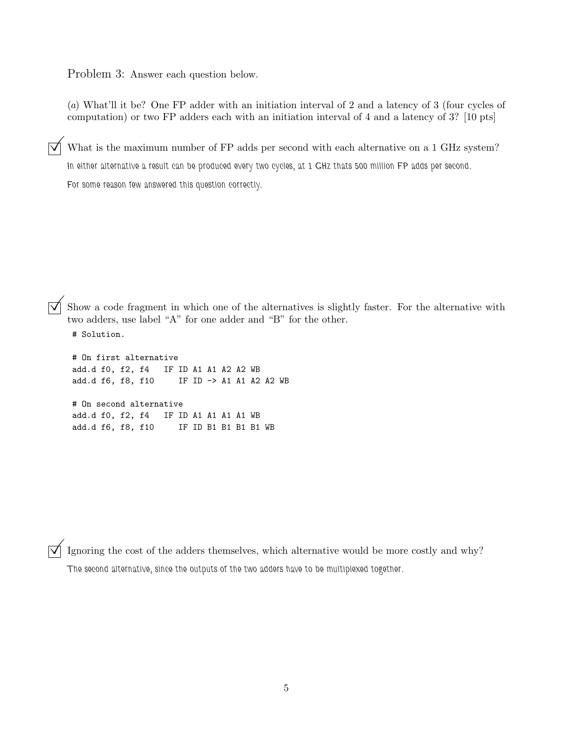Problem 3: Answer each question below.

(*a*) What'll it be? One FP adder with an initiation interval of 2 and a latency of 3 (four cycles of computation) or two FP adders each with an initiation interval of 4 and a latency of 3? [10 pts]

☑ What is the maximum number of FP adds per second with each alternative on a 1 GHz system?

In either alternative a result can be produced every two cycles, at 1 GHz thats 500 million FP adds per second.

For some reason few answered this question correctly.

☑ Show a code fragment in which one of the alternatives is slightly faster. For the alternative with two adders, use label "A" for one adder and "B" for the other.

```
# Solution.

# On first alternative
add.d f0, f2, f4   IF ID A1 A1 A2 A2 WB
add.d f6, f8, f10     IF ID -> A1 A1 A2 A2 WB

# On second alternative
add.d f0, f2, f4   IF ID A1 A1 A1 A1 WB
add.d f6, f8, f10     IF ID B1 B1 B1 B1 WB
```

☑ Ignoring the cost of the adders themselves, which alternative would be more costly and why?

The second alternative, since the outputs of the two adders have to be multiplexed together.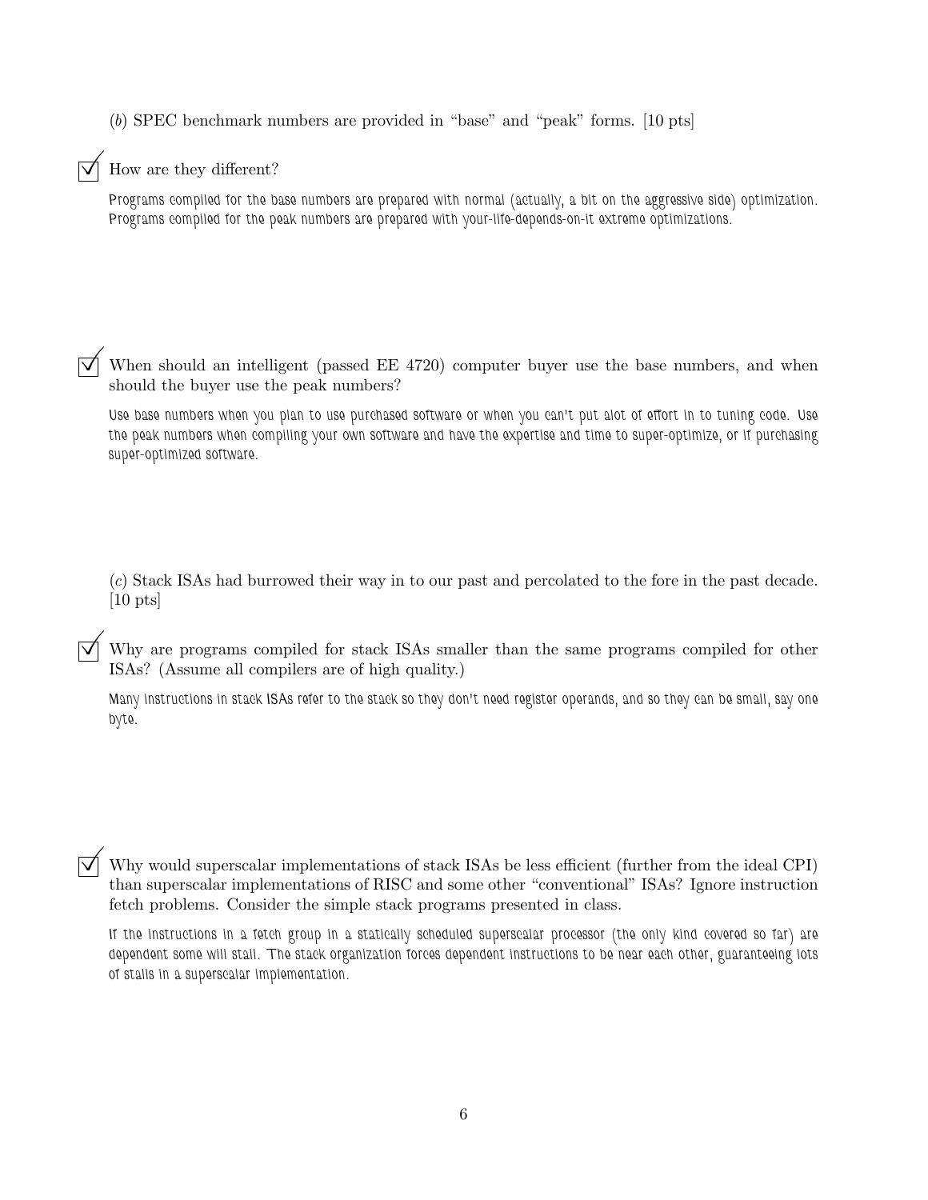(*b*) SPEC benchmark numbers are provided in "base" and "peak" forms. [10 pts]

☑ How are they different?

Programs compiled for the base numbers are prepared with normal (actually, a bit on the aggressive side) optimization. Programs compiled for the peak numbers are prepared with your-life-depends-on-it extreme optimizations.

☑ When should an intelligent (passed EE 4720) computer buyer use the base numbers, and when should the buyer use the peak numbers?

Use base numbers when you plan to use purchased software or when you can't put alot of effort in to tuning code. Use the peak numbers when compiling your own software and have the expertise and time to super-optimize, or if purchasing super-optimized software.

(*c*) Stack ISAs had burrowed their way in to our past and percolated to the fore in the past decade. [10 pts]

☑ Why are programs compiled for stack ISAs smaller than the same programs compiled for other ISAs? (Assume all compilers are of high quality.)

Many instructions in stack ISAs refer to the stack so they don't need register operands, and so they can be small, say one byte.

☑ Why would superscalar implementations of stack ISAs be less efficient (further from the ideal CPI) than superscalar implementations of RISC and some other "conventional" ISAs? Ignore instruction fetch problems. Consider the simple stack programs presented in class.

If the instructions in a fetch group in a statically scheduled superscalar processor (the only kind covered so far) are dependent some will stall. The stack organization forces dependent instructions to be near each other, guaranteeing lots of stalls in a superscalar implementation.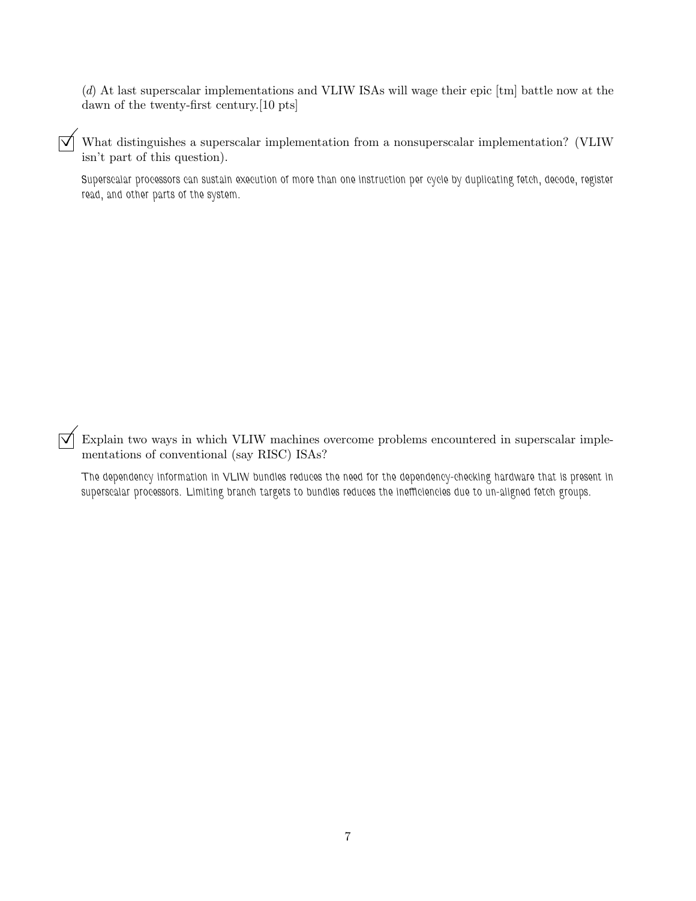(*d*) At last superscalar implementations and VLIW ISAs will wage their epic [tm] battle now at the dawn of the twenty-first century.[10 pts]

☑ What distinguishes a superscalar implementation from a nonsuperscalar implementation? (VLIW isn't part of this question).

*Superscalar processors can sustain execution of more than one instruction per cycle by duplicating fetch, decode, register read, and other parts of the system.*

☑ Explain two ways in which VLIW machines overcome problems encountered in superscalar implementations of conventional (say RISC) ISAs?

*The dependency information in VLIW bundles reduces the need for the dependency-checking hardware that is present in superscalar processors. Limiting branch targets to bundles reduces the inefficiencies due to un-aligned fetch groups.*